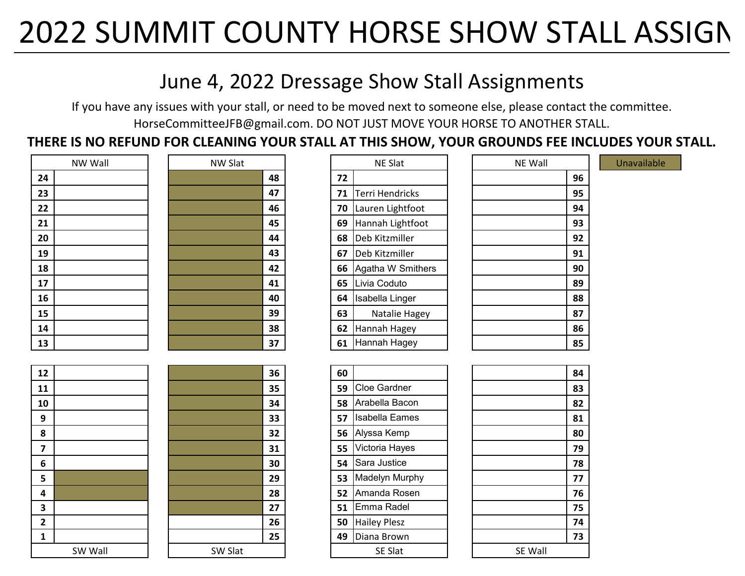# 2022 SUMMIT COUNTY HORSE SHOW STALL ASSIGN

## June 4, 2022 Dressage Show Stall Assignments

If you have any issues with your stall, or need to be moved next to someone else, please contact the committee. HorseCommitteeJFB@gmail.com. DO NOT JUST MOVE YOUR HORSE TO ANOTHER STALL.

**THERE IS NO REFUND FOR CLEANING YOUR STALL AT THIS SHOW, YOUR GROUNDS FEE INCLUDES YOUR STALL.**

Unavailable: 4, 5, 27–48

| NW Wall | | NW Slat | | NE Slat | | NE Wall | |
|---|---|---|---|---|---|---|---|
| 24 | | Unavailable | 48 | 72 | | | 96 |
| 23 | | Unavailable | 47 | 71 | Terri Hendricks | | 95 |
| 22 | | Unavailable | 46 | 70 | Lauren Lightfoot | | 94 |
| 21 | | Unavailable | 45 | 69 | Hannah Lightfoot | | 93 |
| 20 | | Unavailable | 44 | 68 | Deb Kitzmiller | | 92 |
| 19 | | Unavailable | 43 | 67 | Deb Kitzmiller | | 91 |
| 18 | | Unavailable | 42 | 66 | Agatha W Smithers | | 90 |
| 17 | | Unavailable | 41 | 65 | Livia Coduto | | 89 |
| 16 | | Unavailable | 40 | 64 | Isabella Linger | | 88 |
| 15 | | Unavailable | 39 | 63 | Natalie Hagey | | 87 |
| 14 | | Unavailable | 38 | 62 | Hannah Hagey | | 86 |
| 13 | | Unavailable | 37 | 61 | Hannah Hagey | | 85 |
| 12 | | Unavailable | 36 | 60 | | | 84 |
| 11 | | Unavailable | 35 | 59 | Cloe Gardner | | 83 |
| 10 | | Unavailable | 34 | 58 | Arabella Bacon | | 82 |
| 9 | | Unavailable | 33 | 57 | Isabella Eames | | 81 |
| 8 | | Unavailable | 32 | 56 | Alyssa Kemp | | 80 |
| 7 | | Unavailable | 31 | 55 | Victoria Hayes | | 79 |
| 6 | | Unavailable | 30 | 54 | Sara Justice | | 78 |
| 5 | Unavailable | Unavailable | 29 | 53 | Madelyn Murphy | | 77 |
| 4 | Unavailable | Unavailable | 28 | 52 | Amanda Rosen | | 76 |
| 3 | | Unavailable | 27 | 51 | Emma Radel | | 75 |
| 2 | | | 26 | 50 | Hailey Plesz | | 74 |
| 1 | | | 25 | 49 | Diana Brown | | 73 |
| SW Wall | | SW Slat | | SE Slat | | SE Wall | |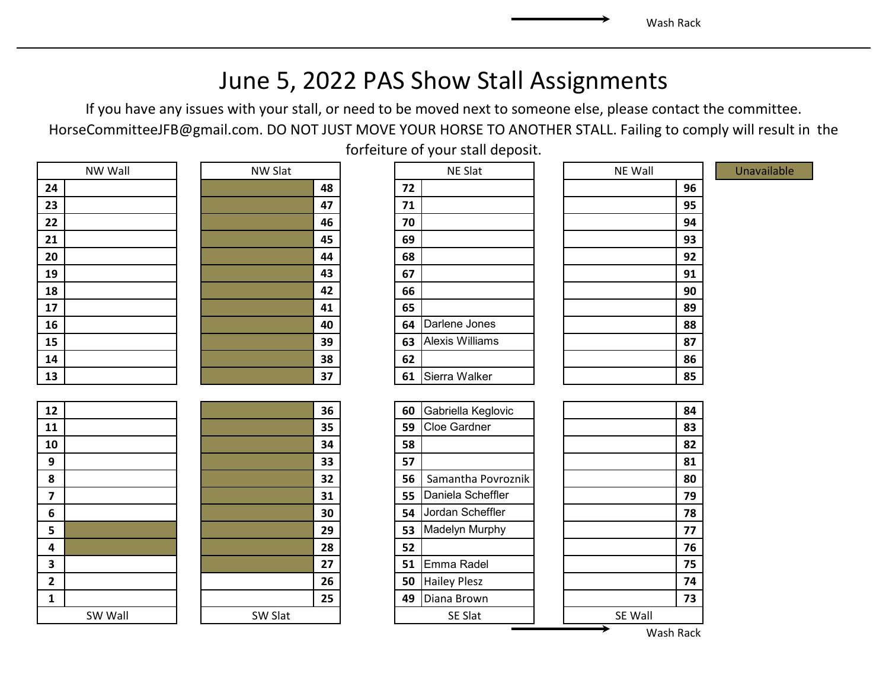Wash Rack →

# June 5, 2022 PAS Show Stall Assignments

If you have any issues with your stall, or need to be moved next to someone else, please contact the committee. HorseCommitteeJFB@gmail.com. DO NOT JUST MOVE YOUR HORSE TO ANOTHER STALL. Failing to comply will result in the forfeiture of your stall deposit.

Legend: Unavailable (shaded)

| NW Wall | | NW Slat | | NE Slat | | NE Wall | |
|---|---|---|---|---|---|---|---|
| 24 | | Unavailable | 48 | 72 | | | 96 |
| 23 | | Unavailable | 47 | 71 | | | 95 |
| 22 | | Unavailable | 46 | 70 | | | 94 |
| 21 | | Unavailable | 45 | 69 | | | 93 |
| 20 | | Unavailable | 44 | 68 | | | 92 |
| 19 | | Unavailable | 43 | 67 | | | 91 |
| 18 | | Unavailable | 42 | 66 | | | 90 |
| 17 | | Unavailable | 41 | 65 | | | 89 |
| 16 | | Unavailable | 40 | 64 | Darlene Jones | | 88 |
| 15 | | Unavailable | 39 | 63 | Alexis Williams | | 87 |
| 14 | | Unavailable | 38 | 62 | | | 86 |
| 13 | | Unavailable | 37 | 61 | Sierra Walker | | 85 |
| 12 | | Unavailable | 36 | 60 | Gabriella Keglovic | | 84 |
| 11 | | Unavailable | 35 | 59 | Cloe Gardner | | 83 |
| 10 | | Unavailable | 34 | 58 | | | 82 |
| 9 | | Unavailable | 33 | 57 | | | 81 |
| 8 | | Unavailable | 32 | 56 | Samantha Povroznik | | 80 |
| 7 | | Unavailable | 31 | 55 | Daniela Scheffler | | 79 |
| 6 | | Unavailable | 30 | 54 | Jordan Scheffler | | 78 |
| 5 | Unavailable | Unavailable | 29 | 53 | Madelyn Murphy | | 77 |
| 4 | Unavailable | Unavailable | 28 | 52 | | | 76 |
| 3 | | Unavailable | 27 | 51 | Emma Radel | | 75 |
| 2 | | | 26 | 50 | Hailey Plesz | | 74 |
| 1 | | | 25 | 49 | Diana Brown | | 73 |
| SW Wall | | SW Slat | | SE Slat | | SE Wall | |

Wash Rack →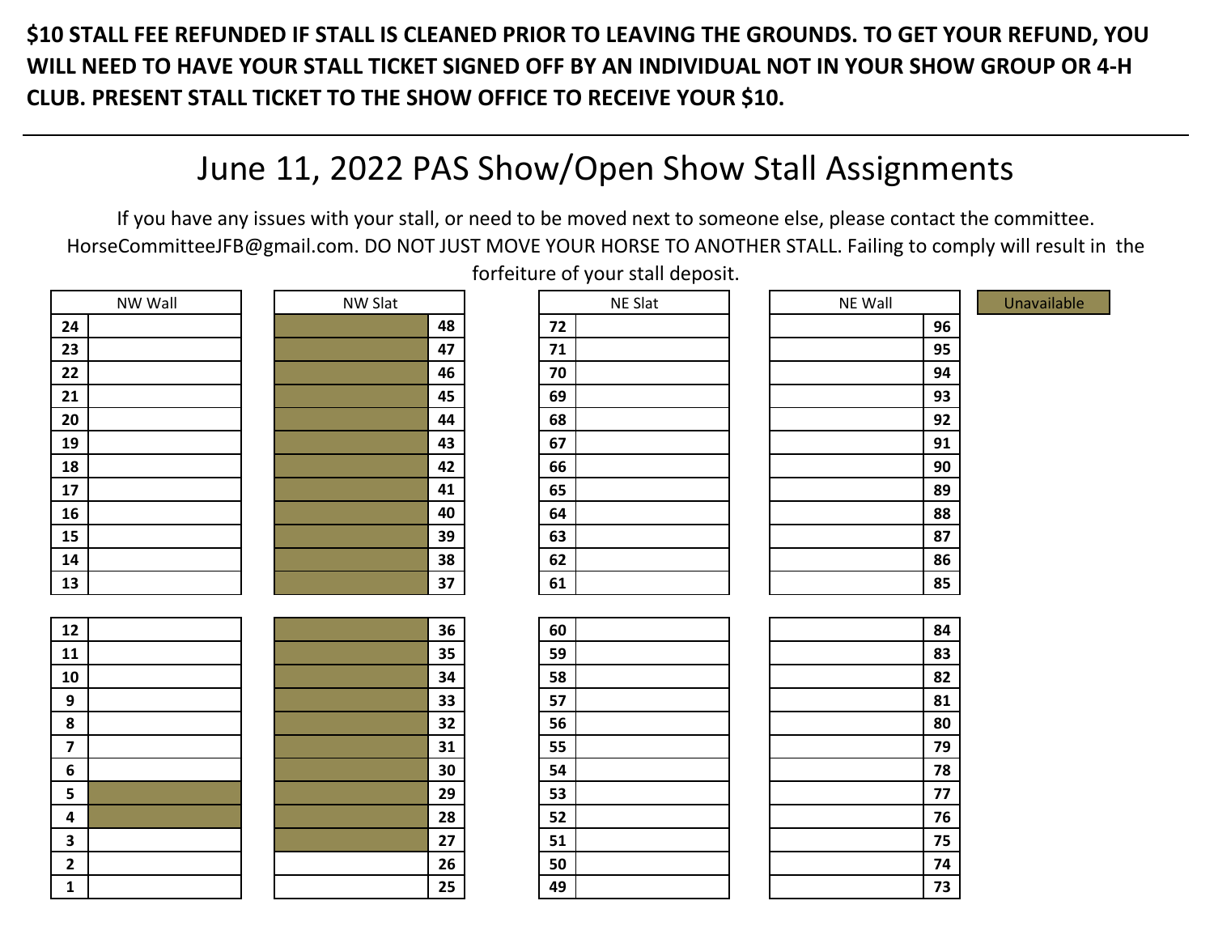**$10 STALL FEE REFUNDED IF STALL IS CLEANED PRIOR TO LEAVING THE GROUNDS. TO GET YOUR REFUND, YOU WILL NEED TO HAVE YOUR STALL TICKET SIGNED OFF BY AN INDIVIDUAL NOT IN YOUR SHOW GROUP OR 4-H CLUB. PRESENT STALL TICKET TO THE SHOW OFFICE TO RECEIVE YOUR $10.**

---

# June 11, 2022 PAS Show/Open Show Stall Assignments

If you have any issues with your stall, or need to be moved next to someone else, please contact the committee. HorseCommitteeJFB@gmail.com. DO NOT JUST MOVE YOUR HORSE TO ANOTHER STALL. Failing to comply will result in the forfeiture of your stall deposit.

Legend: Unavailable (shaded)

| NW Wall | | NW Slat | | NE Slat | | NE Wall | |
|---|---|---|---|---|---|---|---|
| 24 | | Unavailable | 48 | 72 | | | 96 |
| 23 | | Unavailable | 47 | 71 | | | 95 |
| 22 | | Unavailable | 46 | 70 | | | 94 |
| 21 | | Unavailable | 45 | 69 | | | 93 |
| 20 | | Unavailable | 44 | 68 | | | 92 |
| 19 | | Unavailable | 43 | 67 | | | 91 |
| 18 | | Unavailable | 42 | 66 | | | 90 |
| 17 | | Unavailable | 41 | 65 | | | 89 |
| 16 | | Unavailable | 40 | 64 | | | 88 |
| 15 | | Unavailable | 39 | 63 | | | 87 |
| 14 | | Unavailable | 38 | 62 | | | 86 |
| 13 | | Unavailable | 37 | 61 | | | 85 |
| 12 | | Unavailable | 36 | 60 | | | 84 |
| 11 | | Unavailable | 35 | 59 | | | 83 |
| 10 | | Unavailable | 34 | 58 | | | 82 |
| 9 | | Unavailable | 33 | 57 | | | 81 |
| 8 | | Unavailable | 32 | 56 | | | 80 |
| 7 | | Unavailable | 31 | 55 | | | 79 |
| 6 | | Unavailable | 30 | 54 | | | 78 |
| 5 | Unavailable | Unavailable | 29 | 53 | | | 77 |
| 4 | Unavailable | Unavailable | 28 | 52 | | | 76 |
| 3 | | Unavailable | 27 | 51 | | | 75 |
| 2 | | | 26 | 50 | | | 74 |
| 1 | | | 25 | 49 | | | 73 |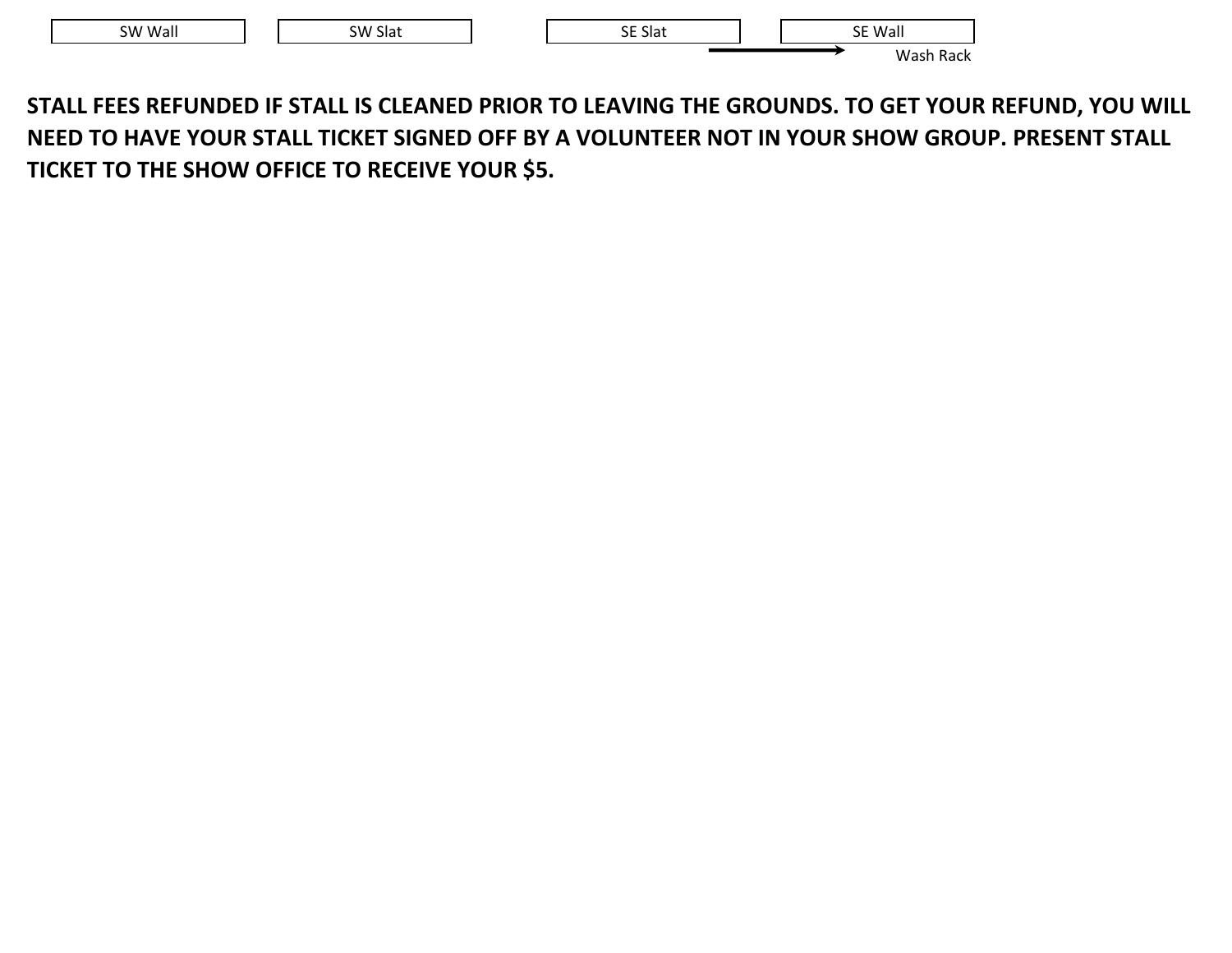| SW Wall | SW Slat | SE Slat | SE Wall |
|---|---|---|---|

→ Wash Rack

**STALL FEES REFUNDED IF STALL IS CLEANED PRIOR TO LEAVING THE GROUNDS. TO GET YOUR REFUND, YOU WILL NEED TO HAVE YOUR STALL TICKET SIGNED OFF BY A VOLUNTEER NOT IN YOUR SHOW GROUP. PRESENT STALL TICKET TO THE SHOW OFFICE TO RECEIVE YOUR $5.**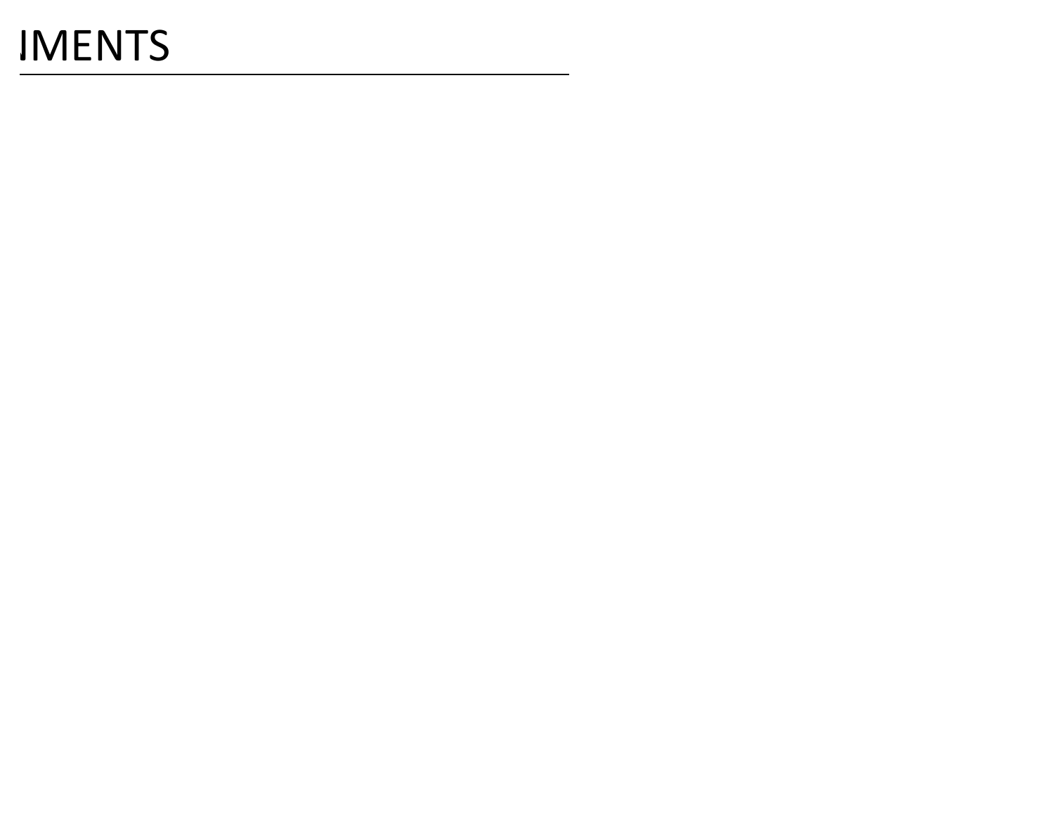# IMENTS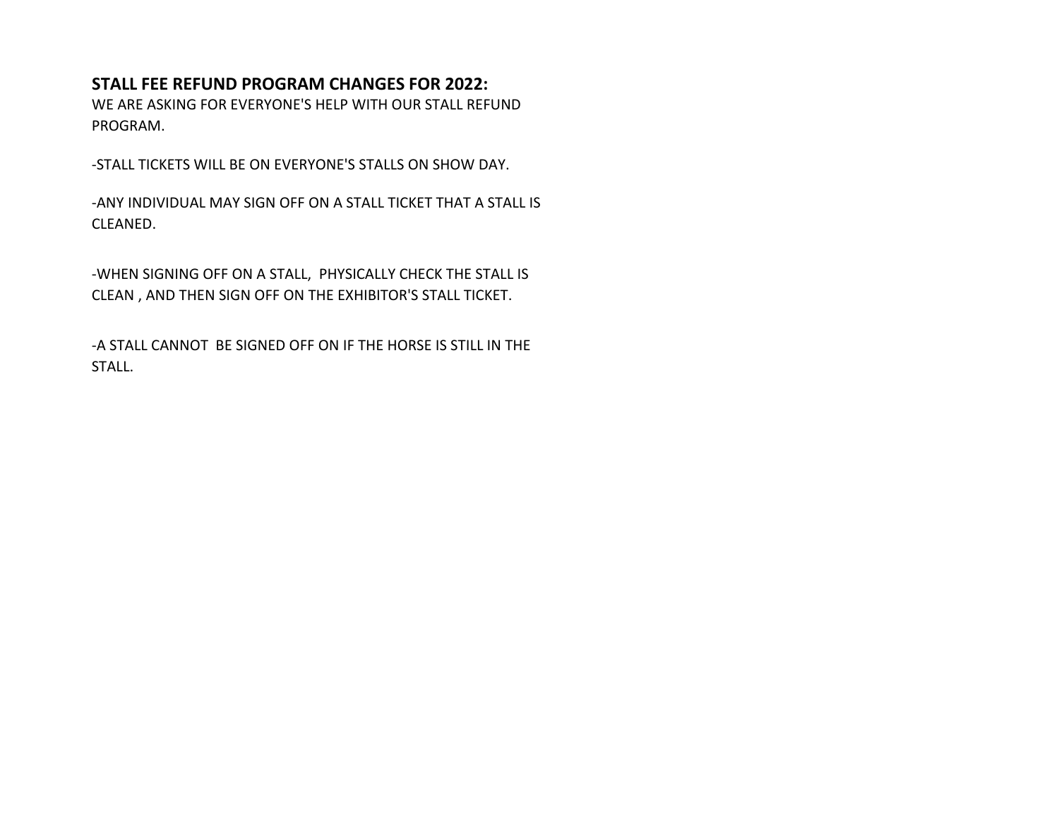**STALL FEE REFUND PROGRAM CHANGES FOR 2022:**

WE ARE ASKING FOR EVERYONE'S HELP WITH OUR STALL REFUND PROGRAM.

-STALL TICKETS WILL BE ON EVERYONE'S STALLS ON SHOW DAY.

-ANY INDIVIDUAL MAY SIGN OFF ON A STALL TICKET THAT A STALL IS CLEANED.

-WHEN SIGNING OFF ON A STALL, PHYSICALLY CHECK THE STALL IS CLEAN , AND THEN SIGN OFF ON THE EXHIBITOR'S STALL TICKET.

-A STALL CANNOT BE SIGNED OFF ON IF THE HORSE IS STILL IN THE STALL.